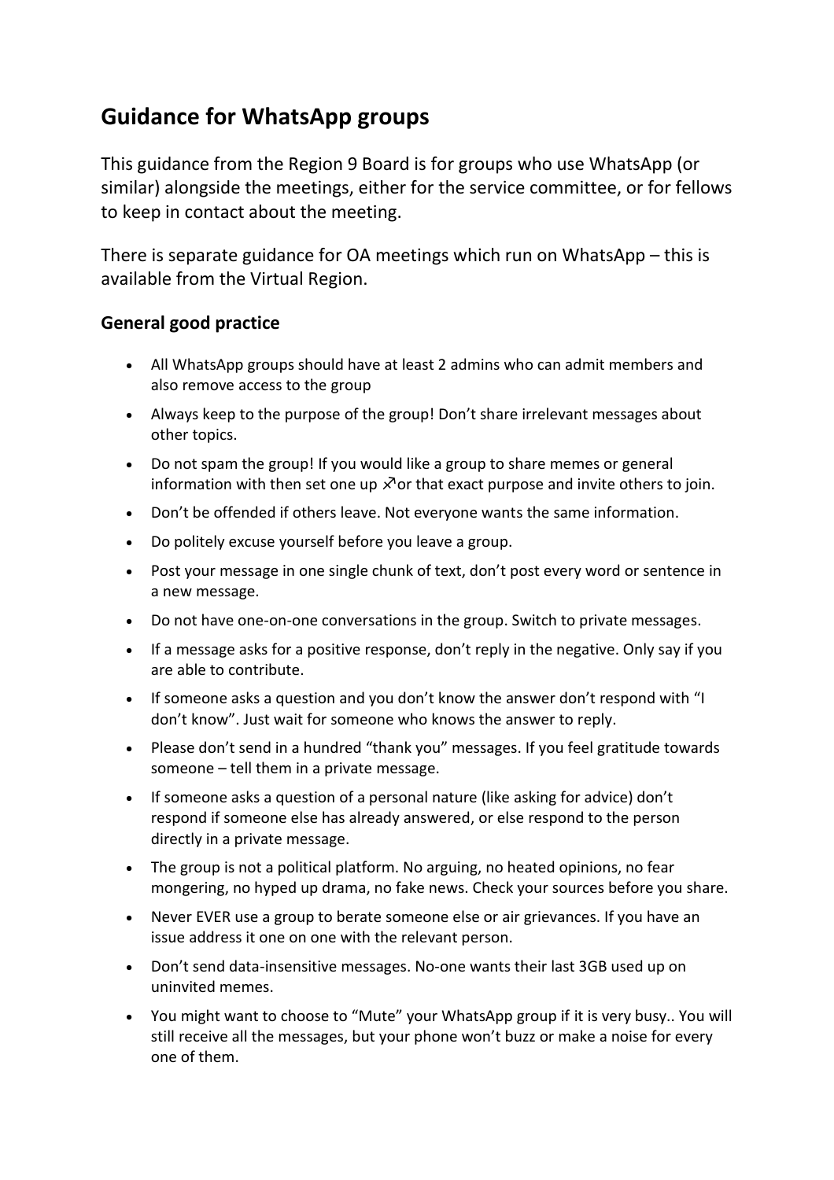## Guidance for WhatsApp groups

This guidance from the Region 9 Board is for groups who use WhatsApp (or similar) alongside the meetings, either for the service committee, or for fellows to keep in contact about the meeting.

There is separate guidance for OA meetings which run on WhatsApp – this is available from the Virtual Region.

### General good practice

- All WhatsApp groups should have at least 2 admins who can admit members and also remove access to the group
- Always keep to the purpose of the group! Don't share irrelevant messages about other topics.
- Do not spam the group! If you would like a group to share memes or general information with then set one up for that exact purpose and invite others to join.
- Don't be offended if others leave. Not everyone wants the same information.
- Do politely excuse yourself before you leave a group.
- Post your message in one single chunk of text, don't post every word or sentence in a new message.
- Do not have one-on-one conversations in the group. Switch to private messages.
- If a message asks for a positive response, don't reply in the negative. Only say if you are able to contribute.
- If someone asks a question and you don't know the answer don't respond with "I don't know". Just wait for someone who knows the answer to reply.
- Please don't send in a hundred "thank you" messages. If you feel gratitude towards someone – tell them in a private message.
- If someone asks a question of a personal nature (like asking for advice) don't respond if someone else has already answered, or else respond to the person directly in a private message.
- The group is not a political platform. No arguing, no heated opinions, no fear mongering, no hyped up drama, no fake news. Check your sources before you share.
- Never EVER use a group to berate someone else or air grievances. If you have an issue address it one on one with the relevant person.
- Don't send data-insensitive messages. No-one wants their last 3GB used up on uninvited memes.
- You might want to choose to "Mute" your WhatsApp group if it is very busy.. You will still receive all the messages, but your phone won't buzz or make a noise for every one of them.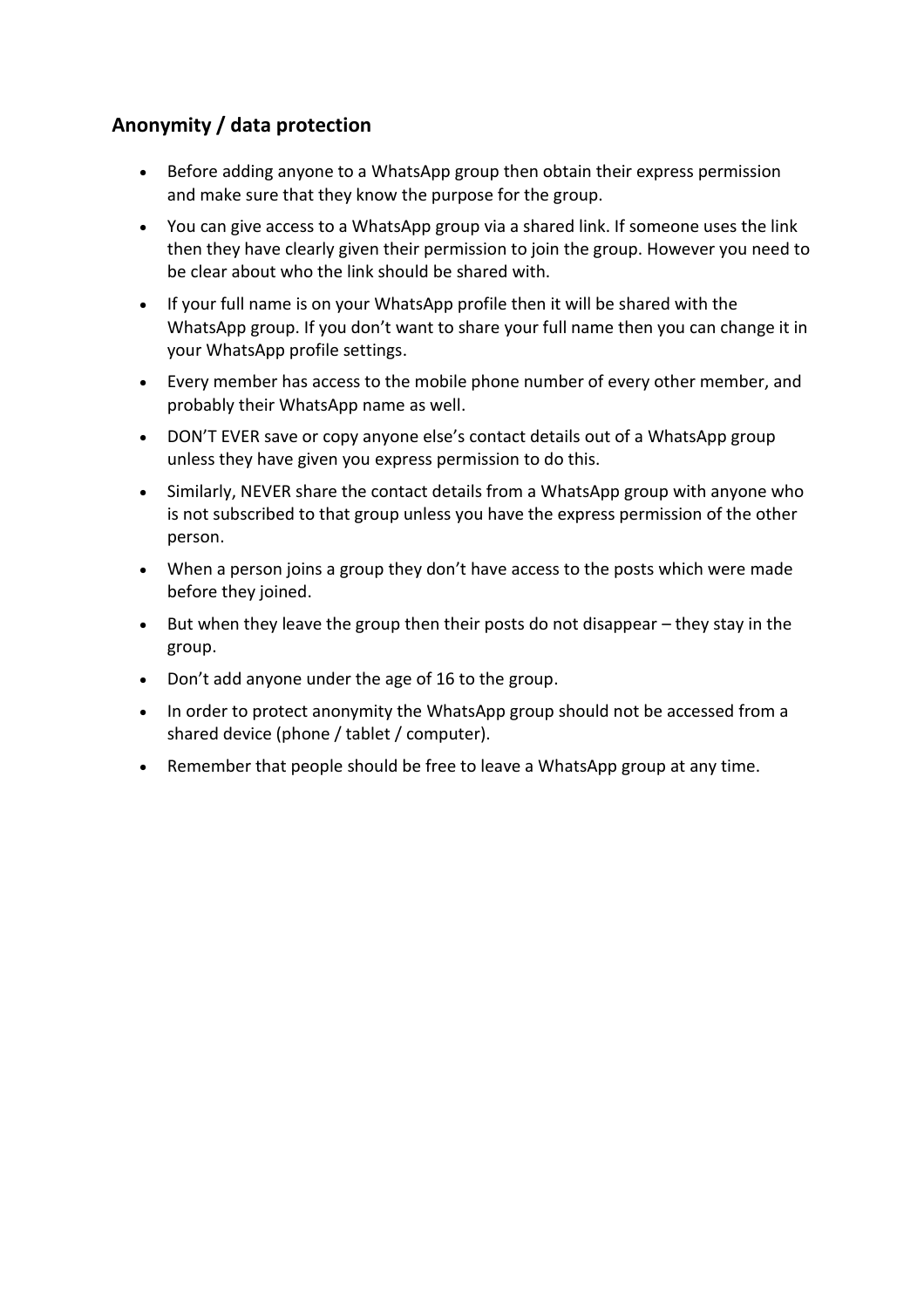## Anonymity / data protection

- Before adding anyone to a WhatsApp group then obtain their express permission and make sure that they know the purpose for the group.
- You can give access to a WhatsApp group via a shared link. If someone uses the link then they have clearly given their permission to join the group. However you need to be clear about who the link should be shared with.
- If your full name is on your WhatsApp profile then it will be shared with the WhatsApp group. If you don't want to share your full name then you can change it in your WhatsApp profile settings.
- Every member has access to the mobile phone number of every other member, and probably their WhatsApp name as well.
- DON'T EVER save or copy anyone else's contact details out of a WhatsApp group unless they have given you express permission to do this.
- Similarly, NEVER share the contact details from a WhatsApp group with anyone who is not subscribed to that group unless you have the express permission of the other person.
- When a person joins a group they don't have access to the posts which were made before they joined.
- But when they leave the group then their posts do not disappear – they stay in the group.
- Don't add anyone under the age of 16 to the group.
- In order to protect anonymity the WhatsApp group should not be accessed from a shared device (phone / tablet / computer).
- Remember that people should be free to leave a WhatsApp group at any time.